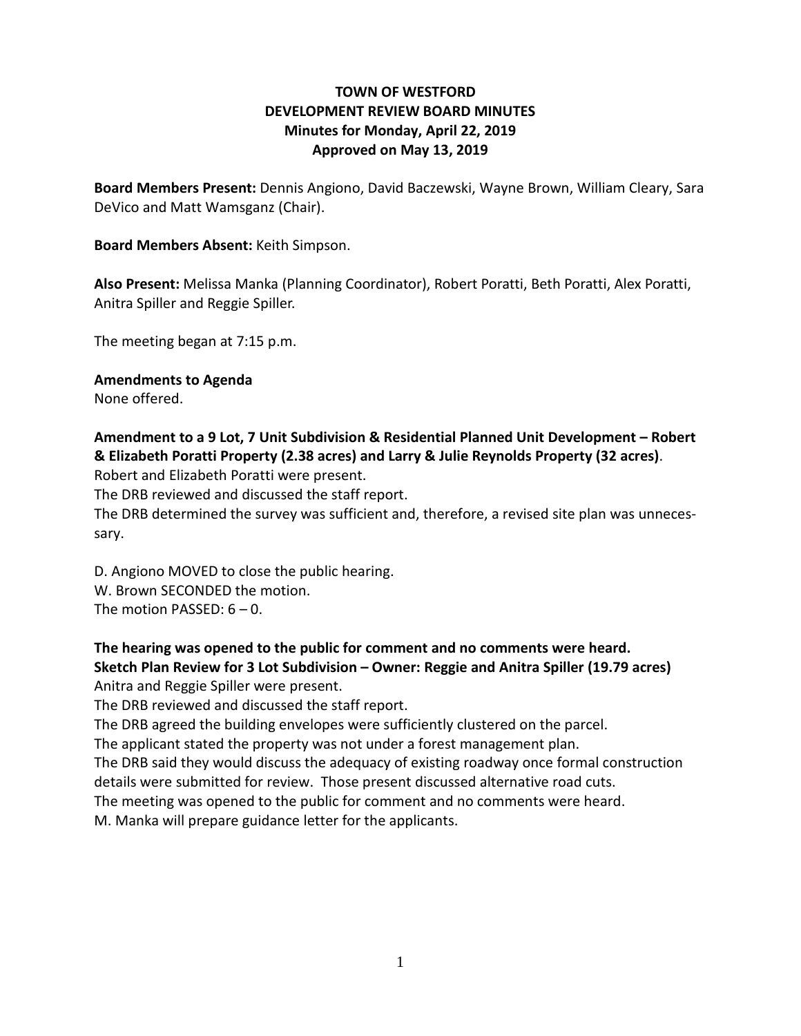# TOWN OF WESTFORD
## DEVELOPMENT REVIEW BOARD MINUTES
### Minutes for Monday, April 22, 2019
### Approved on May 13, 2019

**Board Members Present:** Dennis Angiono, David Baczewski, Wayne Brown, William Cleary, Sara DeVico and Matt Wamsganz (Chair).

**Board Members Absent:** Keith Simpson.

**Also Present:** Melissa Manka (Planning Coordinator), Robert Poratti, Beth Poratti, Alex Poratti, Anitra Spiller and Reggie Spiller.

The meeting began at 7:15 p.m.

**Amendments to Agenda**
None offered.

**Amendment to a 9 Lot, 7 Unit Subdivision & Residential Planned Unit Development – Robert & Elizabeth Poratti Property (2.38 acres) and Larry & Julie Reynolds Property (32 acres)**.
Robert and Elizabeth Poratti were present.
The DRB reviewed and discussed the staff report.
The DRB determined the survey was sufficient and, therefore, a revised site plan was unnecessary.

D. Angiono MOVED to close the public hearing.
W. Brown SECONDED the motion.
The motion PASSED: 6 – 0.

**The hearing was opened to the public for comment and no comments were heard.**
**Sketch Plan Review for 3 Lot Subdivision – Owner: Reggie and Anitra Spiller (19.79 acres)**
Anitra and Reggie Spiller were present.
The DRB reviewed and discussed the staff report.
The DRB agreed the building envelopes were sufficiently clustered on the parcel.
The applicant stated the property was not under a forest management plan.
The DRB said they would discuss the adequacy of existing roadway once formal construction details were submitted for review. Those present discussed alternative road cuts.
The meeting was opened to the public for comment and no comments were heard.
M. Manka will prepare guidance letter for the applicants.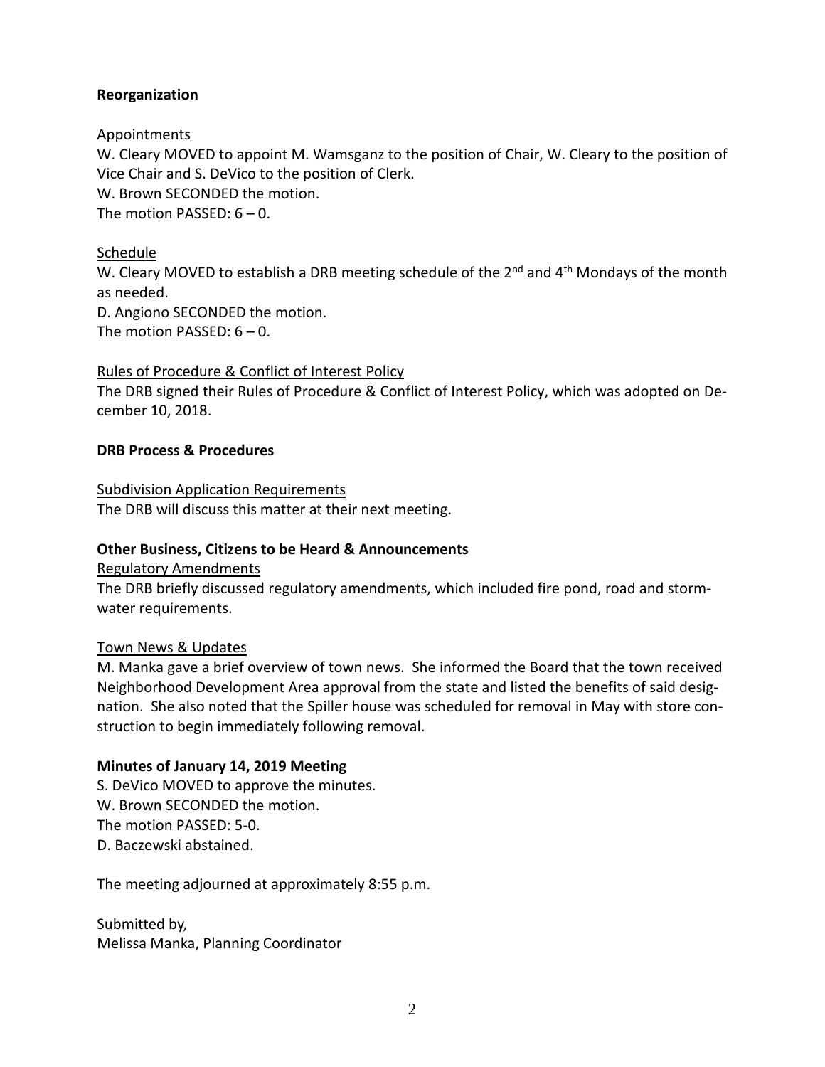**Reorganization**

Appointments

W. Cleary MOVED to appoint M. Wamsganz to the position of Chair, W. Cleary to the position of Vice Chair and S. DeVico to the position of Clerk.
W. Brown SECONDED the motion.
The motion PASSED: 6 – 0.

Schedule

W. Cleary MOVED to establish a DRB meeting schedule of the 2nd and 4th Mondays of the month as needed.
D. Angiono SECONDED the motion.
The motion PASSED: 6 – 0.

Rules of Procedure & Conflict of Interest Policy

The DRB signed their Rules of Procedure & Conflict of Interest Policy, which was adopted on December 10, 2018.

**DRB Process & Procedures**

Subdivision Application Requirements

The DRB will discuss this matter at their next meeting.

**Other Business, Citizens to be Heard & Announcements**

Regulatory Amendments

The DRB briefly discussed regulatory amendments, which included fire pond, road and stormwater requirements.

Town News & Updates

M. Manka gave a brief overview of town news. She informed the Board that the town received Neighborhood Development Area approval from the state and listed the benefits of said designation. She also noted that the Spiller house was scheduled for removal in May with store construction to begin immediately following removal.

**Minutes of January 14, 2019 Meeting**

S. DeVico MOVED to approve the minutes.
W. Brown SECONDED the motion.
The motion PASSED: 5-0.
D. Baczewski abstained.

The meeting adjourned at approximately 8:55 p.m.

Submitted by,
Melissa Manka, Planning Coordinator